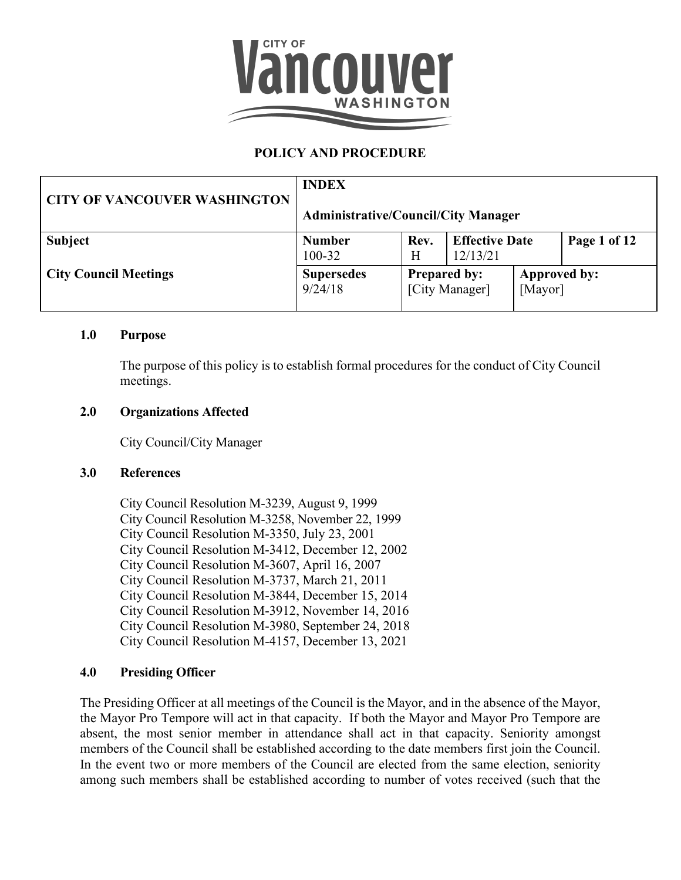**POLICY AND PROCEDURE**

| CITY OF VANCOUVER WASHINGTON | INDEX<br><br>Administrative/Council/City Manager | | | |
|---|---|---|---|---|
| **Subject**<br><br>**City Council Meetings** | **Number**<br>100-32 | **Rev.**<br>H | **Effective Date**<br>12/13/21 | **Page 1 of 12** |
| | **Supersedes**<br>9/24/18 | **Prepared by:**<br>[City Manager] | | **Approved by:**<br>[Mayor] |

## 1.0 Purpose

The purpose of this policy is to establish formal procedures for the conduct of City Council meetings.

## 2.0 Organizations Affected

City Council/City Manager

## 3.0 References

City Council Resolution M-3239, August 9, 1999
City Council Resolution M-3258, November 22, 1999
City Council Resolution M-3350, July 23, 2001
City Council Resolution M-3412, December 12, 2002
City Council Resolution M-3607, April 16, 2007
City Council Resolution M-3737, March 21, 2011
City Council Resolution M-3844, December 15, 2014
City Council Resolution M-3912, November 14, 2016
City Council Resolution M-3980, September 24, 2018
City Council Resolution M-4157, December 13, 2021

## 4.0 Presiding Officer

The Presiding Officer at all meetings of the Council is the Mayor, and in the absence of the Mayor, the Mayor Pro Tempore will act in that capacity. If both the Mayor and Mayor Pro Tempore are absent, the most senior member in attendance shall act in that capacity. Seniority amongst members of the Council shall be established according to the date members first join the Council. In the event two or more members of the Council are elected from the same election, seniority among such members shall be established according to number of votes received (such that the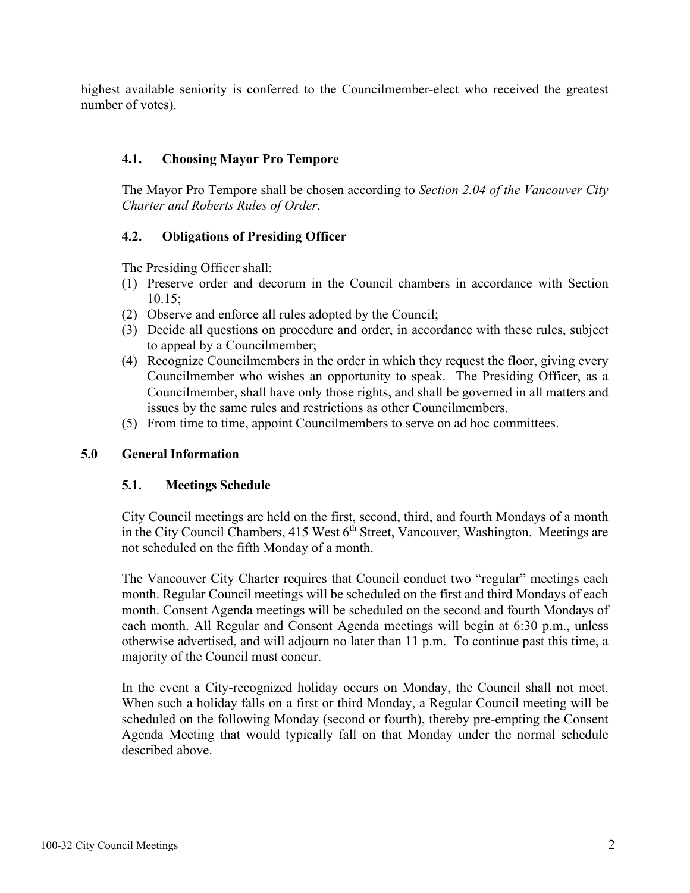highest available seniority is conferred to the Councilmember-elect who received the greatest number of votes).

### 4.1. Choosing Mayor Pro Tempore

The Mayor Pro Tempore shall be chosen according to *Section 2.04 of the Vancouver City Charter and Roberts Rules of Order.*

### 4.2. Obligations of Presiding Officer

The Presiding Officer shall:

(1) Preserve order and decorum in the Council chambers in accordance with Section 10.15;
(2) Observe and enforce all rules adopted by the Council;
(3) Decide all questions on procedure and order, in accordance with these rules, subject to appeal by a Councilmember;
(4) Recognize Councilmembers in the order in which they request the floor, giving every Councilmember who wishes an opportunity to speak. The Presiding Officer, as a Councilmember, shall have only those rights, and shall be governed in all matters and issues by the same rules and restrictions as other Councilmembers.
(5) From time to time, appoint Councilmembers to serve on ad hoc committees.

## 5.0 General Information

### 5.1. Meetings Schedule

City Council meetings are held on the first, second, third, and fourth Mondays of a month in the City Council Chambers, 415 West 6th Street, Vancouver, Washington. Meetings are not scheduled on the fifth Monday of a month.

The Vancouver City Charter requires that Council conduct two "regular" meetings each month. Regular Council meetings will be scheduled on the first and third Mondays of each month. Consent Agenda meetings will be scheduled on the second and fourth Mondays of each month. All Regular and Consent Agenda meetings will begin at 6:30 p.m., unless otherwise advertised, and will adjourn no later than 11 p.m. To continue past this time, a majority of the Council must concur.

In the event a City-recognized holiday occurs on Monday, the Council shall not meet. When such a holiday falls on a first or third Monday, a Regular Council meeting will be scheduled on the following Monday (second or fourth), thereby pre-empting the Consent Agenda Meeting that would typically fall on that Monday under the normal schedule described above.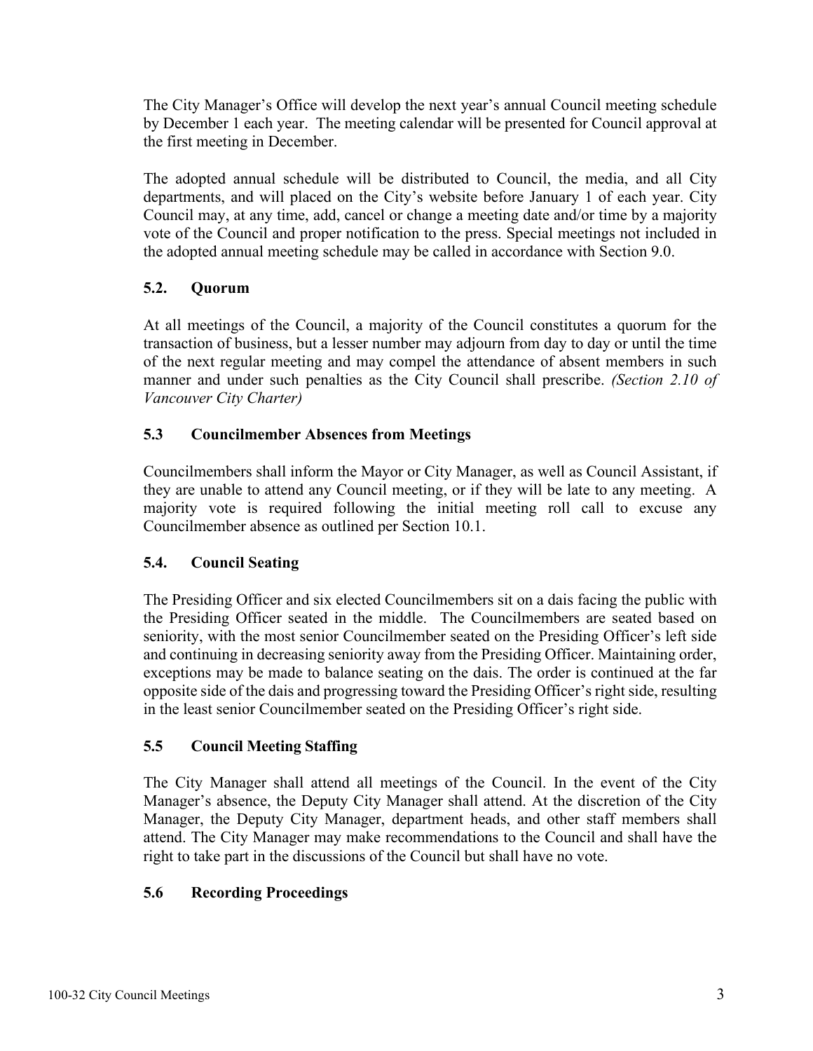The City Manager's Office will develop the next year's annual Council meeting schedule by December 1 each year. The meeting calendar will be presented for Council approval at the first meeting in December.

The adopted annual schedule will be distributed to Council, the media, and all City departments, and will placed on the City's website before January 1 of each year. City Council may, at any time, add, cancel or change a meeting date and/or time by a majority vote of the Council and proper notification to the press. Special meetings not included in the adopted annual meeting schedule may be called in accordance with Section 9.0.

### 5.2. Quorum

At all meetings of the Council, a majority of the Council constitutes a quorum for the transaction of business, but a lesser number may adjourn from day to day or until the time of the next regular meeting and may compel the attendance of absent members in such manner and under such penalties as the City Council shall prescribe. *(Section 2.10 of Vancouver City Charter)*

### 5.3 Councilmember Absences from Meetings

Councilmembers shall inform the Mayor or City Manager, as well as Council Assistant, if they are unable to attend any Council meeting, or if they will be late to any meeting. A majority vote is required following the initial meeting roll call to excuse any Councilmember absence as outlined per Section 10.1.

### 5.4. Council Seating

The Presiding Officer and six elected Councilmembers sit on a dais facing the public with the Presiding Officer seated in the middle. The Councilmembers are seated based on seniority, with the most senior Councilmember seated on the Presiding Officer's left side and continuing in decreasing seniority away from the Presiding Officer. Maintaining order, exceptions may be made to balance seating on the dais. The order is continued at the far opposite side of the dais and progressing toward the Presiding Officer's right side, resulting in the least senior Councilmember seated on the Presiding Officer's right side.

### 5.5 Council Meeting Staffing

The City Manager shall attend all meetings of the Council. In the event of the City Manager's absence, the Deputy City Manager shall attend. At the discretion of the City Manager, the Deputy City Manager, department heads, and other staff members shall attend. The City Manager may make recommendations to the Council and shall have the right to take part in the discussions of the Council but shall have no vote.

### 5.6 Recording Proceedings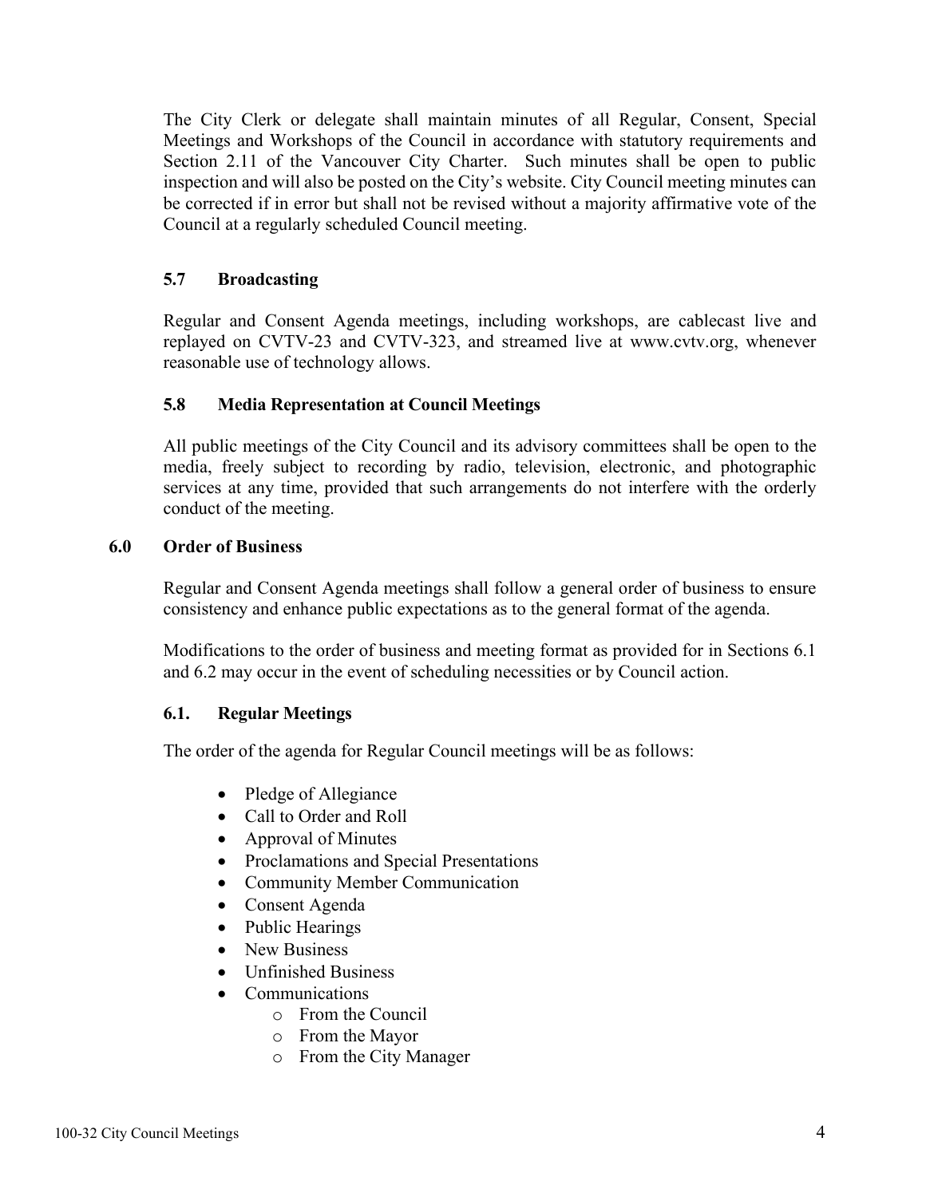The City Clerk or delegate shall maintain minutes of all Regular, Consent, Special Meetings and Workshops of the Council in accordance with statutory requirements and Section 2.11 of the Vancouver City Charter. Such minutes shall be open to public inspection and will also be posted on the City's website. City Council meeting minutes can be corrected if in error but shall not be revised without a majority affirmative vote of the Council at a regularly scheduled Council meeting.

### 5.7 Broadcasting

Regular and Consent Agenda meetings, including workshops, are cablecast live and replayed on CVTV-23 and CVTV-323, and streamed live at www.cvtv.org, whenever reasonable use of technology allows.

### 5.8 Media Representation at Council Meetings

All public meetings of the City Council and its advisory committees shall be open to the media, freely subject to recording by radio, television, electronic, and photographic services at any time, provided that such arrangements do not interfere with the orderly conduct of the meeting.

## 6.0 Order of Business

Regular and Consent Agenda meetings shall follow a general order of business to ensure consistency and enhance public expectations as to the general format of the agenda.

Modifications to the order of business and meeting format as provided for in Sections 6.1 and 6.2 may occur in the event of scheduling necessities or by Council action.

### 6.1. Regular Meetings

The order of the agenda for Regular Council meetings will be as follows:

- Pledge of Allegiance
- Call to Order and Roll
- Approval of Minutes
- Proclamations and Special Presentations
- Community Member Communication
- Consent Agenda
- Public Hearings
- New Business
- Unfinished Business
- Communications
    - From the Council
    - From the Mayor
    - From the City Manager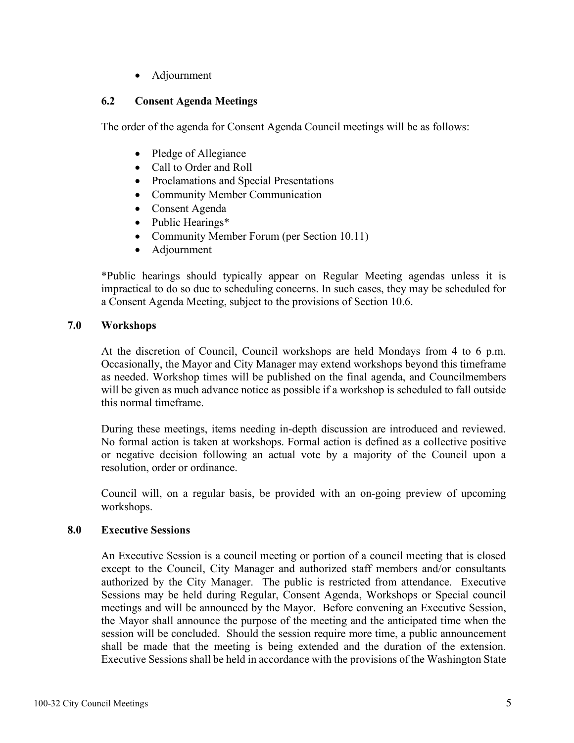- Adjournment

### 6.2 Consent Agenda Meetings

The order of the agenda for Consent Agenda Council meetings will be as follows:

- Pledge of Allegiance
- Call to Order and Roll
- Proclamations and Special Presentations
- Community Member Communication
- Consent Agenda
- Public Hearings*
- Community Member Forum (per Section 10.11)
- Adjournment

*Public hearings should typically appear on Regular Meeting agendas unless it is impractical to do so due to scheduling concerns. In such cases, they may be scheduled for a Consent Agenda Meeting, subject to the provisions of Section 10.6.

## 7.0 Workshops

At the discretion of Council, Council workshops are held Mondays from 4 to 6 p.m. Occasionally, the Mayor and City Manager may extend workshops beyond this timeframe as needed. Workshop times will be published on the final agenda, and Councilmembers will be given as much advance notice as possible if a workshop is scheduled to fall outside this normal timeframe.

During these meetings, items needing in-depth discussion are introduced and reviewed. No formal action is taken at workshops. Formal action is defined as a collective positive or negative decision following an actual vote by a majority of the Council upon a resolution, order or ordinance.

Council will, on a regular basis, be provided with an on-going preview of upcoming workshops.

## 8.0 Executive Sessions

An Executive Session is a council meeting or portion of a council meeting that is closed except to the Council, City Manager and authorized staff members and/or consultants authorized by the City Manager. The public is restricted from attendance. Executive Sessions may be held during Regular, Consent Agenda, Workshops or Special council meetings and will be announced by the Mayor. Before convening an Executive Session, the Mayor shall announce the purpose of the meeting and the anticipated time when the session will be concluded. Should the session require more time, a public announcement shall be made that the meeting is being extended and the duration of the extension. Executive Sessions shall be held in accordance with the provisions of the Washington State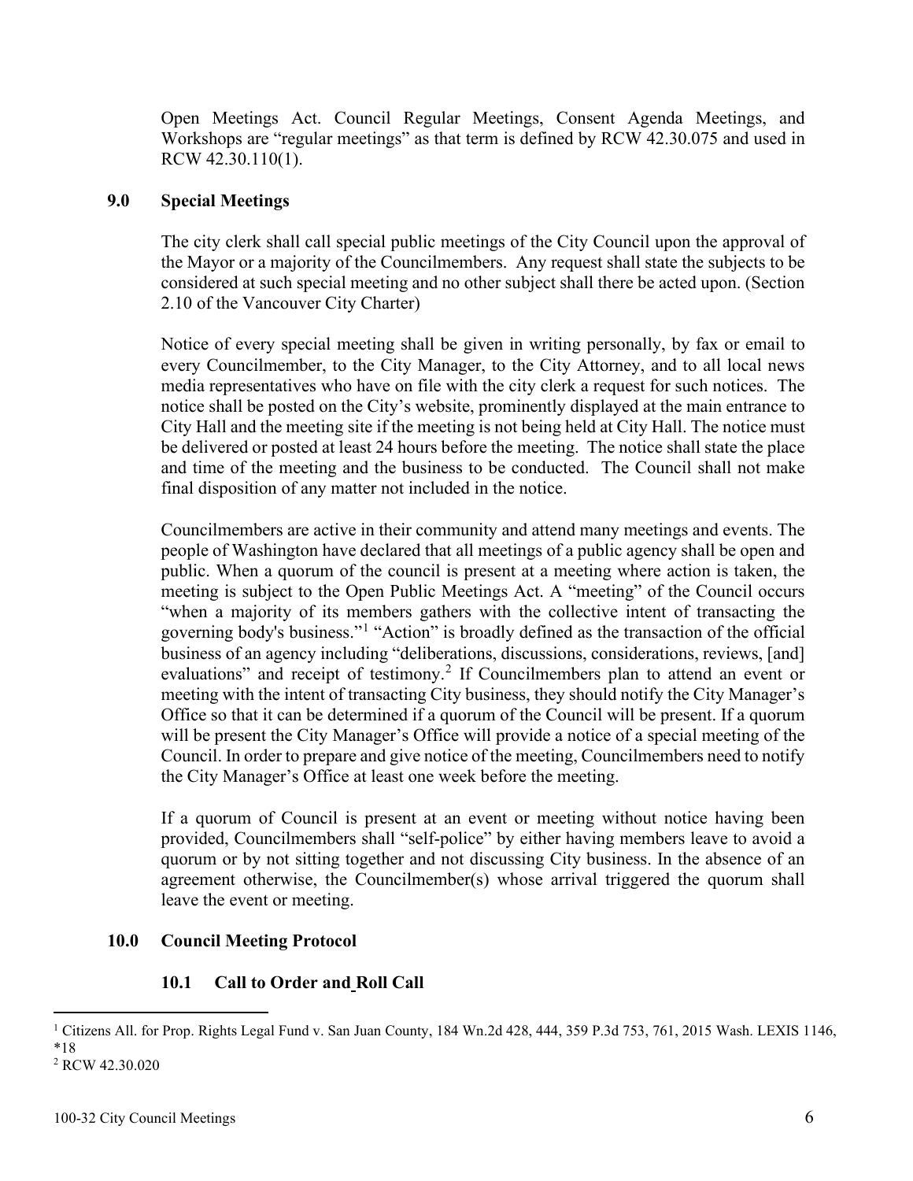Open Meetings Act. Council Regular Meetings, Consent Agenda Meetings, and Workshops are "regular meetings" as that term is defined by RCW 42.30.075 and used in RCW 42.30.110(1).

## 9.0 Special Meetings

The city clerk shall call special public meetings of the City Council upon the approval of the Mayor or a majority of the Councilmembers. Any request shall state the subjects to be considered at such special meeting and no other subject shall there be acted upon. (Section 2.10 of the Vancouver City Charter)

Notice of every special meeting shall be given in writing personally, by fax or email to every Councilmember, to the City Manager, to the City Attorney, and to all local news media representatives who have on file with the city clerk a request for such notices. The notice shall be posted on the City's website, prominently displayed at the main entrance to City Hall and the meeting site if the meeting is not being held at City Hall. The notice must be delivered or posted at least 24 hours before the meeting. The notice shall state the place and time of the meeting and the business to be conducted. The Council shall not make final disposition of any matter not included in the notice.

Councilmembers are active in their community and attend many meetings and events. The people of Washington have declared that all meetings of a public agency shall be open and public. When a quorum of the council is present at a meeting where action is taken, the meeting is subject to the Open Public Meetings Act. A "meeting" of the Council occurs "when a majority of its members gathers with the collective intent of transacting the governing body's business."[1] "Action" is broadly defined as the transaction of the official business of an agency including "deliberations, discussions, considerations, reviews, [and] evaluations" and receipt of testimony.[2] If Councilmembers plan to attend an event or meeting with the intent of transacting City business, they should notify the City Manager's Office so that it can be determined if a quorum of the Council will be present. If a quorum will be present the City Manager's Office will provide a notice of a special meeting of the Council. In order to prepare and give notice of the meeting, Councilmembers need to notify the City Manager's Office at least one week before the meeting.

If a quorum of Council is present at an event or meeting without notice having been provided, Councilmembers shall "self-police" by either having members leave to avoid a quorum or by not sitting together and not discussing City business. In the absence of an agreement otherwise, the Councilmember(s) whose arrival triggered the quorum shall leave the event or meeting.

## 10.0 Council Meeting Protocol

### 10.1 Call to Order and Roll Call

---

[1] Citizens All. for Prop. Rights Legal Fund v. San Juan County, 184 Wn.2d 428, 444, 359 P.3d 753, 761, 2015 Wash. LEXIS 1146, *18

[2] RCW 42.30.020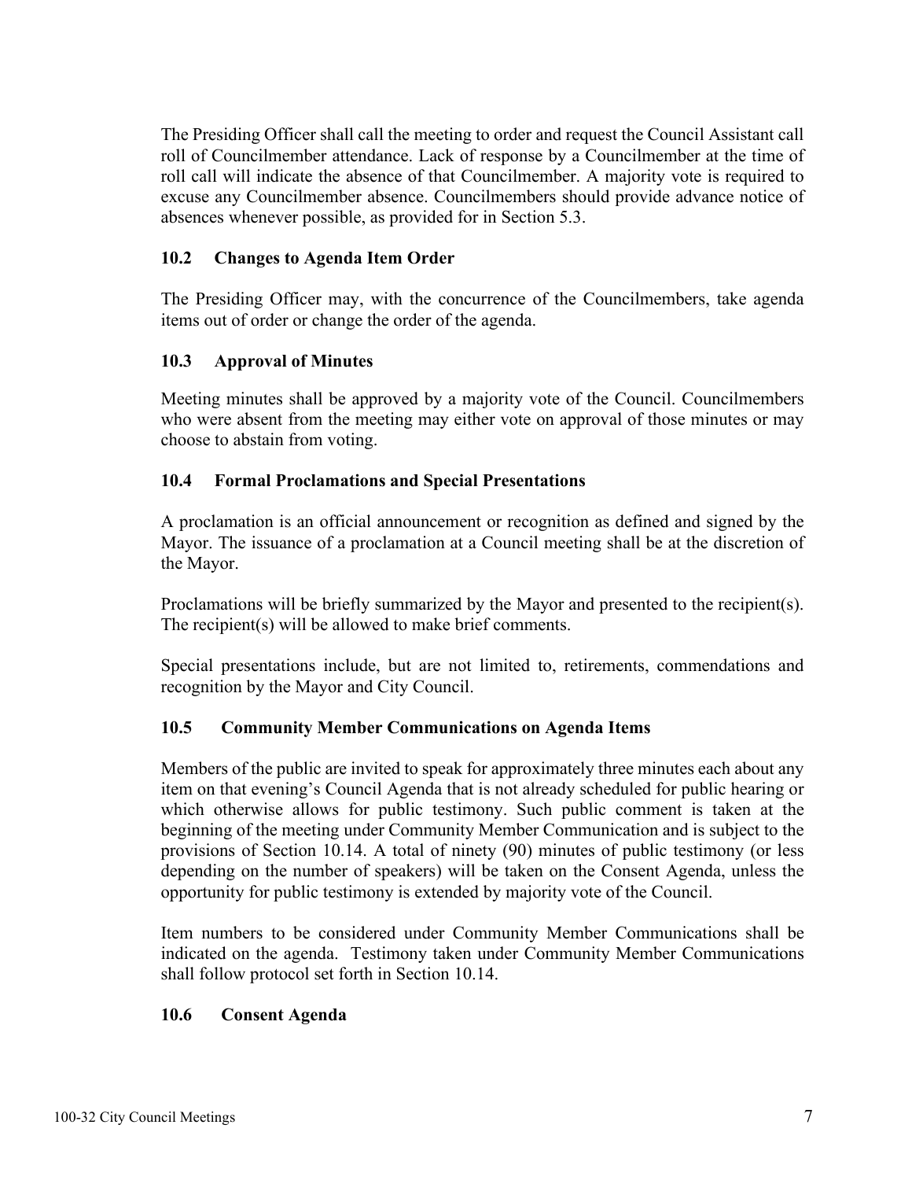The Presiding Officer shall call the meeting to order and request the Council Assistant call roll of Councilmember attendance. Lack of response by a Councilmember at the time of roll call will indicate the absence of that Councilmember. A majority vote is required to excuse any Councilmember absence. Councilmembers should provide advance notice of absences whenever possible, as provided for in Section 5.3.

### 10.2 Changes to Agenda Item Order

The Presiding Officer may, with the concurrence of the Councilmembers, take agenda items out of order or change the order of the agenda.

### 10.3 Approval of Minutes

Meeting minutes shall be approved by a majority vote of the Council. Councilmembers who were absent from the meeting may either vote on approval of those minutes or may choose to abstain from voting.

### 10.4 Formal Proclamations and Special Presentations

A proclamation is an official announcement or recognition as defined and signed by the Mayor. The issuance of a proclamation at a Council meeting shall be at the discretion of the Mayor.

Proclamations will be briefly summarized by the Mayor and presented to the recipient(s). The recipient(s) will be allowed to make brief comments.

Special presentations include, but are not limited to, retirements, commendations and recognition by the Mayor and City Council.

### 10.5 Community Member Communications on Agenda Items

Members of the public are invited to speak for approximately three minutes each about any item on that evening's Council Agenda that is not already scheduled for public hearing or which otherwise allows for public testimony. Such public comment is taken at the beginning of the meeting under Community Member Communication and is subject to the provisions of Section 10.14. A total of ninety (90) minutes of public testimony (or less depending on the number of speakers) will be taken on the Consent Agenda, unless the opportunity for public testimony is extended by majority vote of the Council.

Item numbers to be considered under Community Member Communications shall be indicated on the agenda. Testimony taken under Community Member Communications shall follow protocol set forth in Section 10.14.

### 10.6 Consent Agenda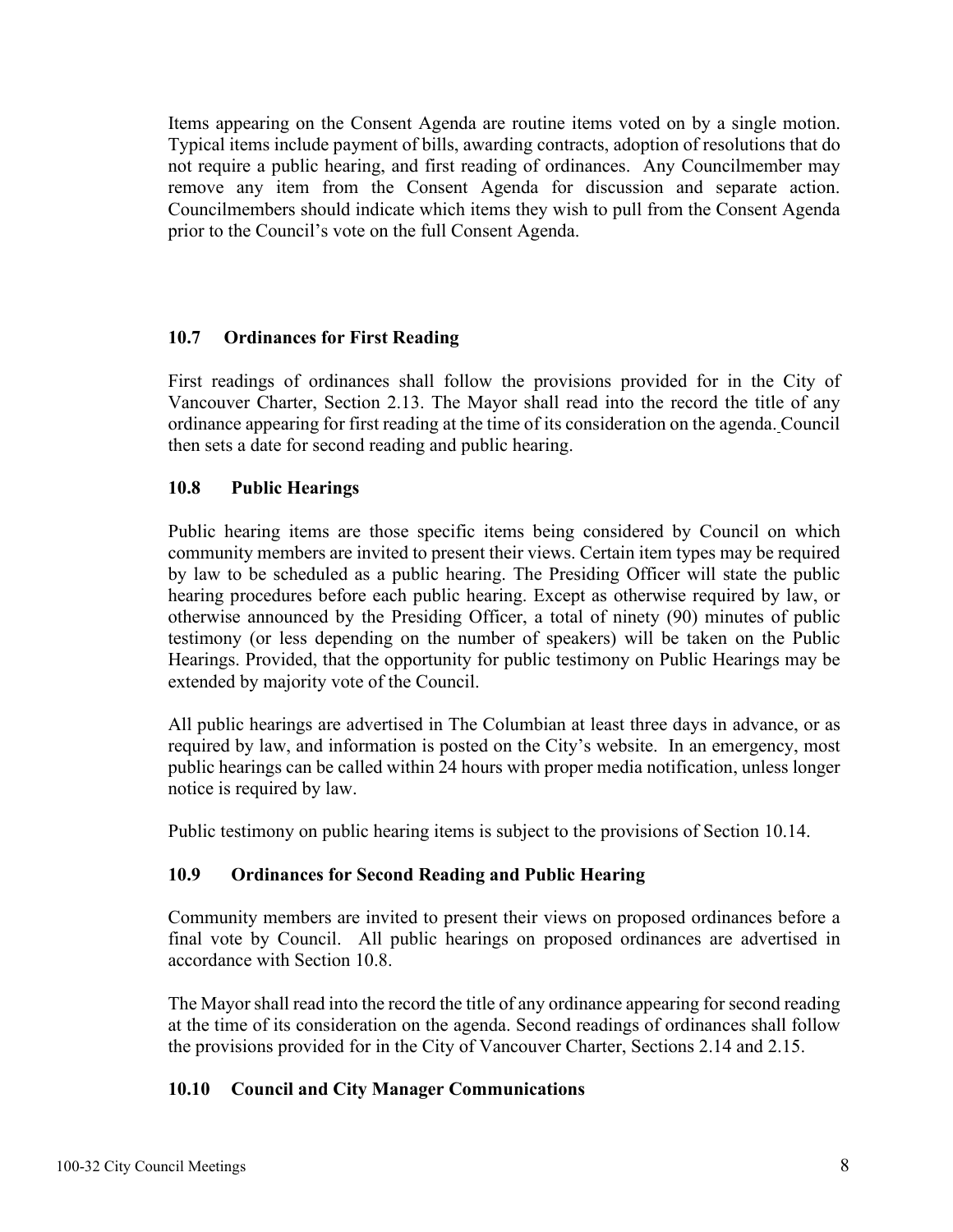Items appearing on the Consent Agenda are routine items voted on by a single motion. Typical items include payment of bills, awarding contracts, adoption of resolutions that do not require a public hearing, and first reading of ordinances. Any Councilmember may remove any item from the Consent Agenda for discussion and separate action. Councilmembers should indicate which items they wish to pull from the Consent Agenda prior to the Council's vote on the full Consent Agenda.

### 10.7 Ordinances for First Reading

First readings of ordinances shall follow the provisions provided for in the City of Vancouver Charter, Section 2.13. The Mayor shall read into the record the title of any ordinance appearing for first reading at the time of its consideration on the agenda. Council then sets a date for second reading and public hearing.

### 10.8 Public Hearings

Public hearing items are those specific items being considered by Council on which community members are invited to present their views. Certain item types may be required by law to be scheduled as a public hearing. The Presiding Officer will state the public hearing procedures before each public hearing. Except as otherwise required by law, or otherwise announced by the Presiding Officer, a total of ninety (90) minutes of public testimony (or less depending on the number of speakers) will be taken on the Public Hearings. Provided, that the opportunity for public testimony on Public Hearings may be extended by majority vote of the Council.

All public hearings are advertised in The Columbian at least three days in advance, or as required by law, and information is posted on the City's website. In an emergency, most public hearings can be called within 24 hours with proper media notification, unless longer notice is required by law.

Public testimony on public hearing items is subject to the provisions of Section 10.14.

### 10.9 Ordinances for Second Reading and Public Hearing

Community members are invited to present their views on proposed ordinances before a final vote by Council. All public hearings on proposed ordinances are advertised in accordance with Section 10.8.

The Mayor shall read into the record the title of any ordinance appearing for second reading at the time of its consideration on the agenda. Second readings of ordinances shall follow the provisions provided for in the City of Vancouver Charter, Sections 2.14 and 2.15.

### 10.10 Council and City Manager Communications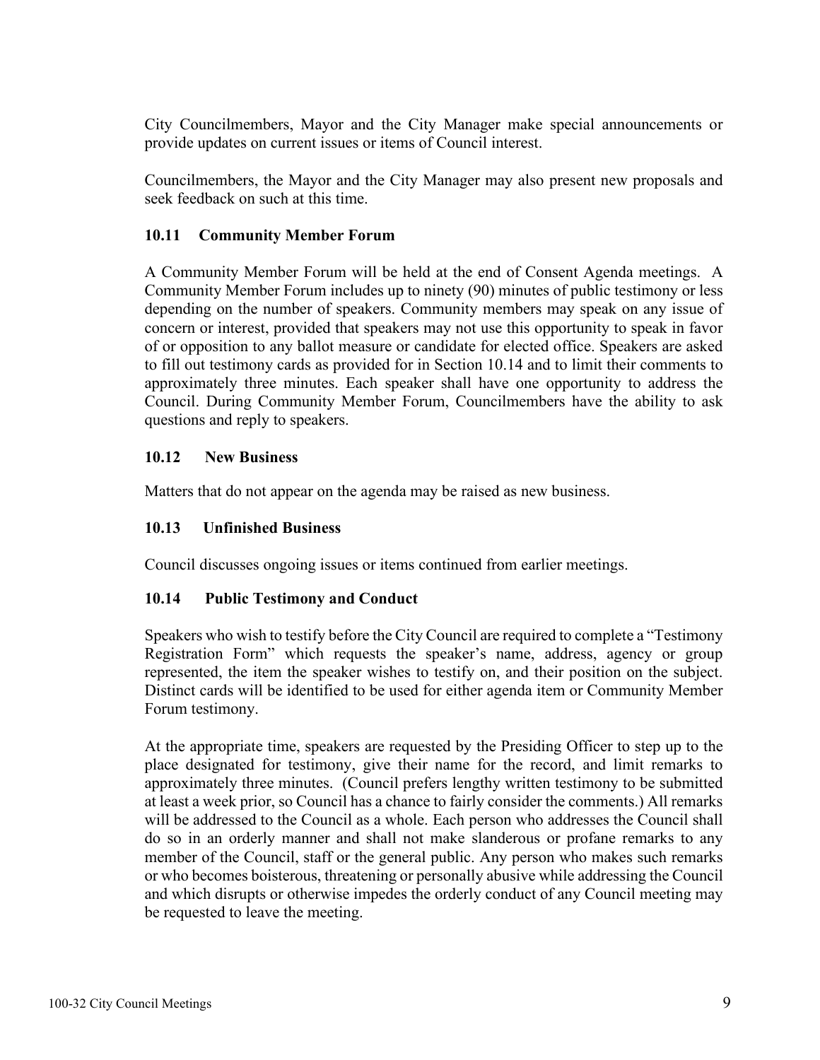City Councilmembers, Mayor and the City Manager make special announcements or provide updates on current issues or items of Council interest.

Councilmembers, the Mayor and the City Manager may also present new proposals and seek feedback on such at this time.

### 10.11 Community Member Forum

A Community Member Forum will be held at the end of Consent Agenda meetings. A Community Member Forum includes up to ninety (90) minutes of public testimony or less depending on the number of speakers. Community members may speak on any issue of concern or interest, provided that speakers may not use this opportunity to speak in favor of or opposition to any ballot measure or candidate for elected office. Speakers are asked to fill out testimony cards as provided for in Section 10.14 and to limit their comments to approximately three minutes. Each speaker shall have one opportunity to address the Council. During Community Member Forum, Councilmembers have the ability to ask questions and reply to speakers.

### 10.12 New Business

Matters that do not appear on the agenda may be raised as new business.

### 10.13 Unfinished Business

Council discusses ongoing issues or items continued from earlier meetings.

### 10.14 Public Testimony and Conduct

Speakers who wish to testify before the City Council are required to complete a "Testimony Registration Form" which requests the speaker's name, address, agency or group represented, the item the speaker wishes to testify on, and their position on the subject. Distinct cards will be identified to be used for either agenda item or Community Member Forum testimony.

At the appropriate time, speakers are requested by the Presiding Officer to step up to the place designated for testimony, give their name for the record, and limit remarks to approximately three minutes. (Council prefers lengthy written testimony to be submitted at least a week prior, so Council has a chance to fairly consider the comments.) All remarks will be addressed to the Council as a whole. Each person who addresses the Council shall do so in an orderly manner and shall not make slanderous or profane remarks to any member of the Council, staff or the general public. Any person who makes such remarks or who becomes boisterous, threatening or personally abusive while addressing the Council and which disrupts or otherwise impedes the orderly conduct of any Council meeting may be requested to leave the meeting.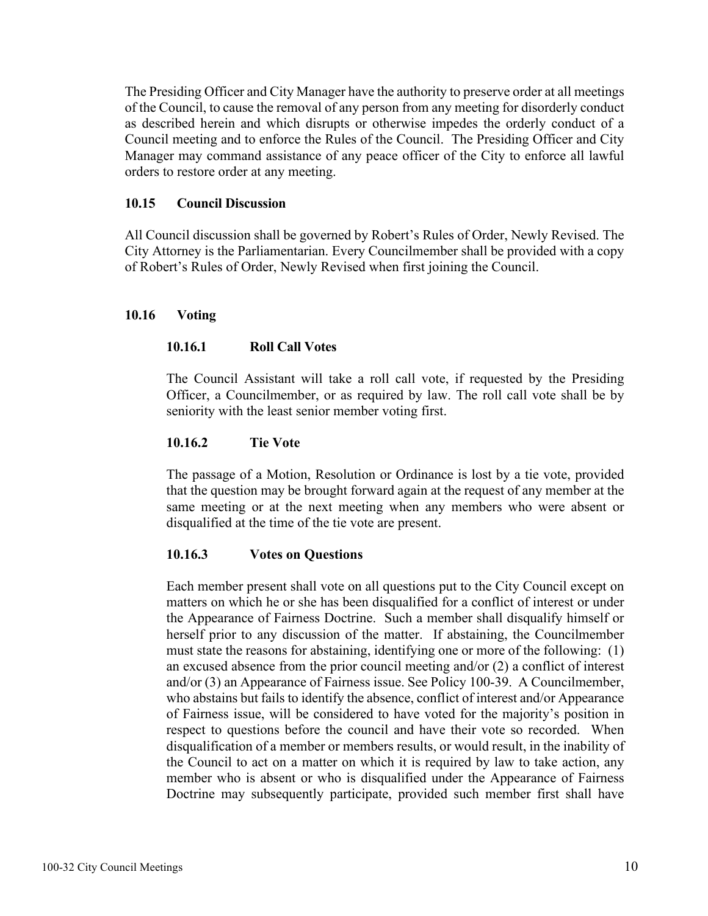The Presiding Officer and City Manager have the authority to preserve order at all meetings of the Council, to cause the removal of any person from any meeting for disorderly conduct as described herein and which disrupts or otherwise impedes the orderly conduct of a Council meeting and to enforce the Rules of the Council. The Presiding Officer and City Manager may command assistance of any peace officer of the City to enforce all lawful orders to restore order at any meeting.

### 10.15 Council Discussion

All Council discussion shall be governed by Robert's Rules of Order, Newly Revised. The City Attorney is the Parliamentarian. Every Councilmember shall be provided with a copy of Robert's Rules of Order, Newly Revised when first joining the Council.

### 10.16 Voting

#### 10.16.1 Roll Call Votes

The Council Assistant will take a roll call vote, if requested by the Presiding Officer, a Councilmember, or as required by law. The roll call vote shall be by seniority with the least senior member voting first.

#### 10.16.2 Tie Vote

The passage of a Motion, Resolution or Ordinance is lost by a tie vote, provided that the question may be brought forward again at the request of any member at the same meeting or at the next meeting when any members who were absent or disqualified at the time of the tie vote are present.

#### 10.16.3 Votes on Questions

Each member present shall vote on all questions put to the City Council except on matters on which he or she has been disqualified for a conflict of interest or under the Appearance of Fairness Doctrine. Such a member shall disqualify himself or herself prior to any discussion of the matter. If abstaining, the Councilmember must state the reasons for abstaining, identifying one or more of the following: (1) an excused absence from the prior council meeting and/or (2) a conflict of interest and/or (3) an Appearance of Fairness issue. See Policy 100-39. A Councilmember, who abstains but fails to identify the absence, conflict of interest and/or Appearance of Fairness issue, will be considered to have voted for the majority's position in respect to questions before the council and have their vote so recorded. When disqualification of a member or members results, or would result, in the inability of the Council to act on a matter on which it is required by law to take action, any member who is absent or who is disqualified under the Appearance of Fairness Doctrine may subsequently participate, provided such member first shall have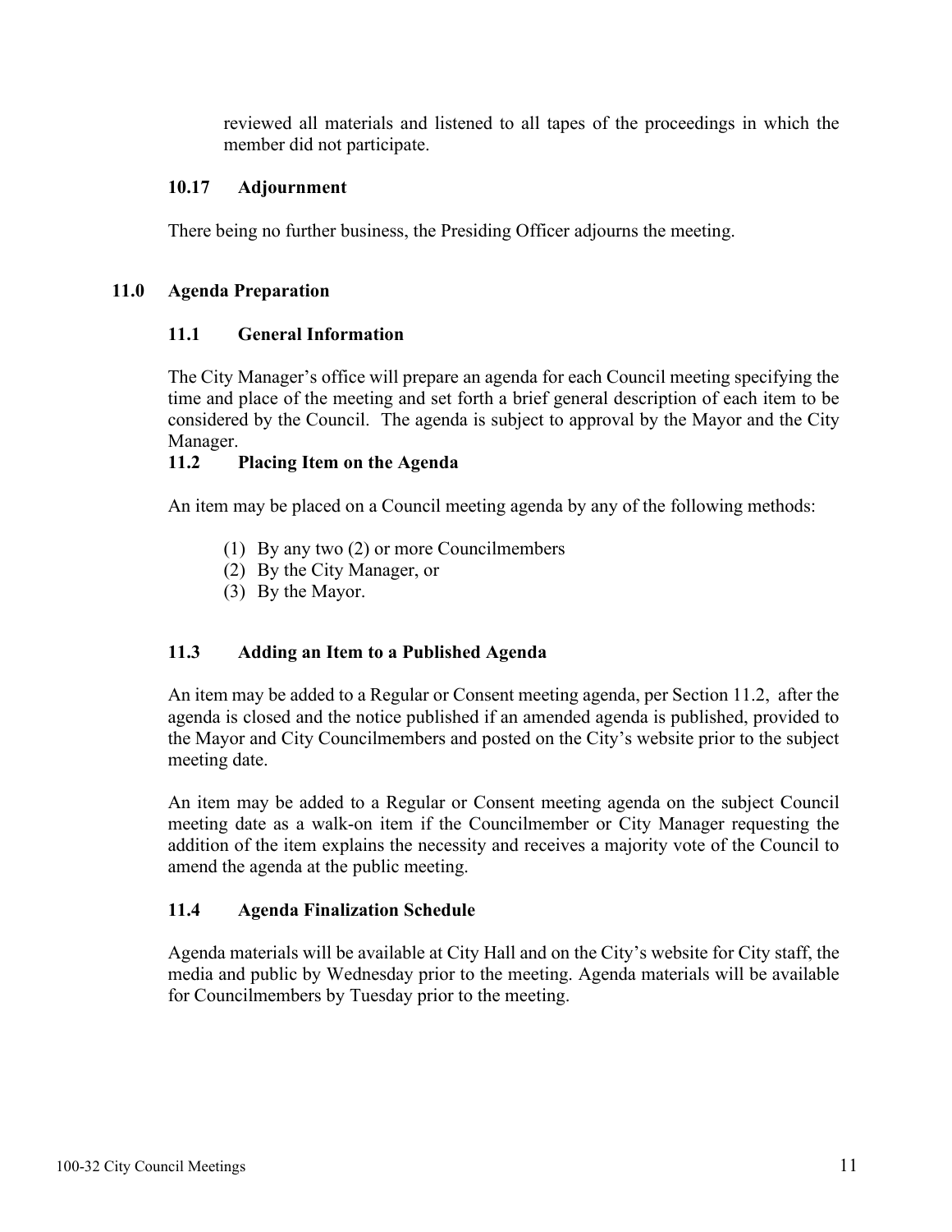reviewed all materials and listened to all tapes of the proceedings in which the member did not participate.

### 10.17 Adjournment

There being no further business, the Presiding Officer adjourns the meeting.

## 11.0 Agenda Preparation

### 11.1 General Information

The City Manager's office will prepare an agenda for each Council meeting specifying the time and place of the meeting and set forth a brief general description of each item to be considered by the Council. The agenda is subject to approval by the Mayor and the City Manager.

### 11.2 Placing Item on the Agenda

An item may be placed on a Council meeting agenda by any of the following methods:

(1) By any two (2) or more Councilmembers
(2) By the City Manager, or
(3) By the Mayor.

### 11.3 Adding an Item to a Published Agenda

An item may be added to a Regular or Consent meeting agenda, per Section 11.2, after the agenda is closed and the notice published if an amended agenda is published, provided to the Mayor and City Councilmembers and posted on the City's website prior to the subject meeting date.

An item may be added to a Regular or Consent meeting agenda on the subject Council meeting date as a walk-on item if the Councilmember or City Manager requesting the addition of the item explains the necessity and receives a majority vote of the Council to amend the agenda at the public meeting.

### 11.4 Agenda Finalization Schedule

Agenda materials will be available at City Hall and on the City's website for City staff, the media and public by Wednesday prior to the meeting. Agenda materials will be available for Councilmembers by Tuesday prior to the meeting.